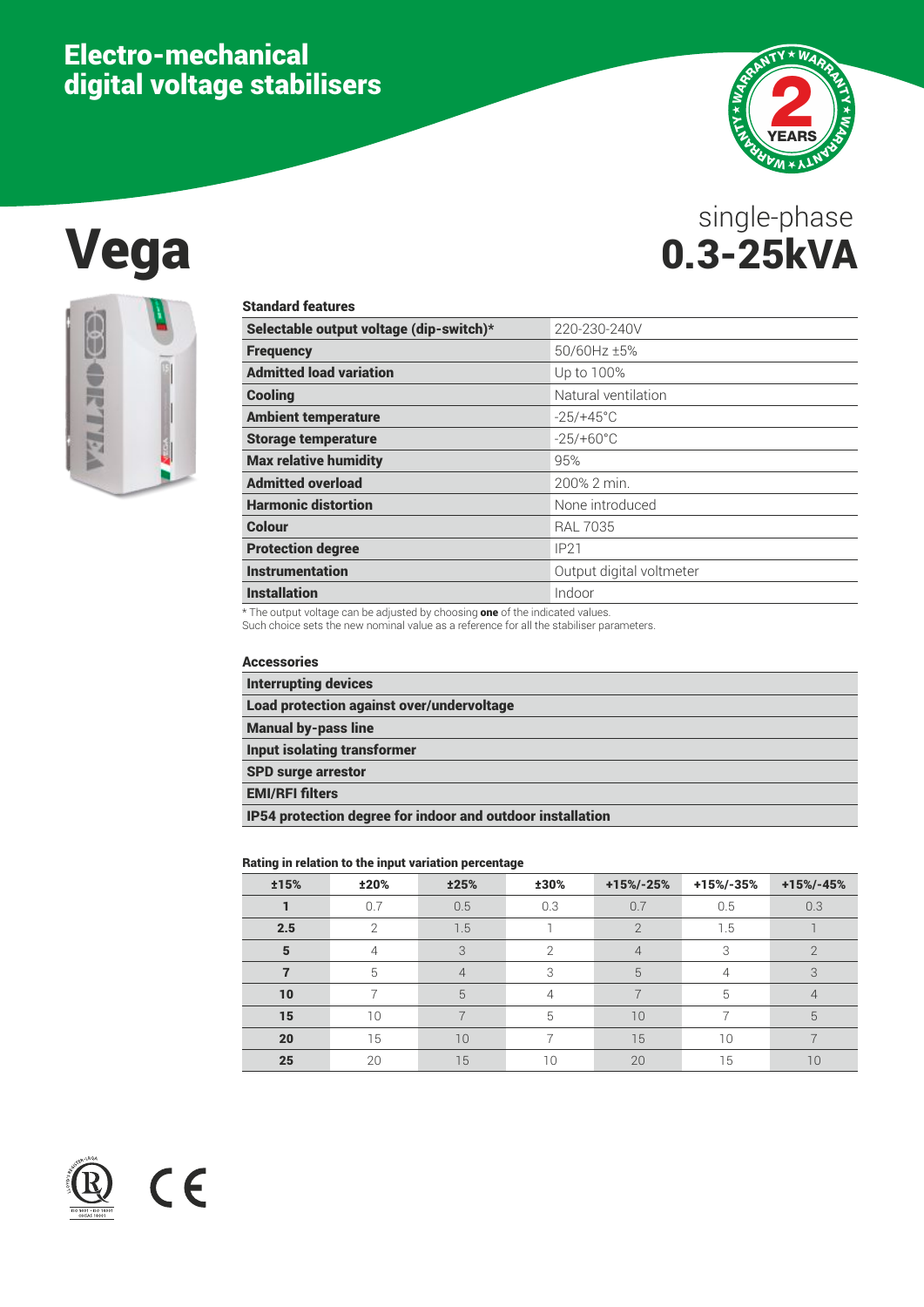# Electro-mechanical digital voltage stabilisers

2 YEARS WARRANTY

# Vega

single-phase
**0.3-25kVA**

### Standard features

| Standard features | |
|---|---|
| **Selectable output voltage (dip-switch)*** | 220-230-240V |
| **Frequency** | 50/60Hz ±5% |
| **Admitted load variation** | Up to 100% |
| **Cooling** | Natural ventilation |
| **Ambient temperature** | -25/+45°C |
| **Storage temperature** | -25/+60°C |
| **Max relative humidity** | 95% |
| **Admitted overload** | 200% 2 min. |
| **Harmonic distortion** | None introduced |
| **Colour** | RAL 7035 |
| **Protection degree** | IP21 |
| **Instrumentation** | Output digital voltmeter |
| **Installation** | Indoor |

* The output voltage can be adjusted by choosing **one** of the indicated values.
Such choice sets the new nominal value as a reference for all the stabiliser parameters.

### Accessories

- **Interrupting devices**
- **Load protection against over/undervoltage**
- **Manual by-pass line**
- **Input isolating transformer**
- **SPD surge arrestor**
- **EMI/RFI filters**
- **IP54 protection degree for indoor and outdoor installation**

### Rating in relation to the input variation percentage

| ±15% | ±20% | ±25% | ±30% | +15%/-25% | +15%/-35% | +15%/-45% |
|---|---|---|---|---|---|---|
| **1** | 0.7 | 0.5 | 0.3 | 0.7 | 0.5 | 0.3 |
| **2.5** | 2 | 1.5 | 1 | 2 | 1.5 | 1 |
| **5** | 4 | 3 | 2 | 4 | 3 | 2 |
| **7** | 5 | 4 | 3 | 5 | 4 | 3 |
| **10** | 7 | 5 | 4 | 7 | 5 | 4 |
| **15** | 10 | 7 | 5 | 10 | 7 | 5 |
| **20** | 15 | 10 | 7 | 15 | 10 | 7 |
| **25** | 20 | 15 | 10 | 20 | 15 | 10 |

ISO 9001 - ISO 14001 OHSAS 18001

CE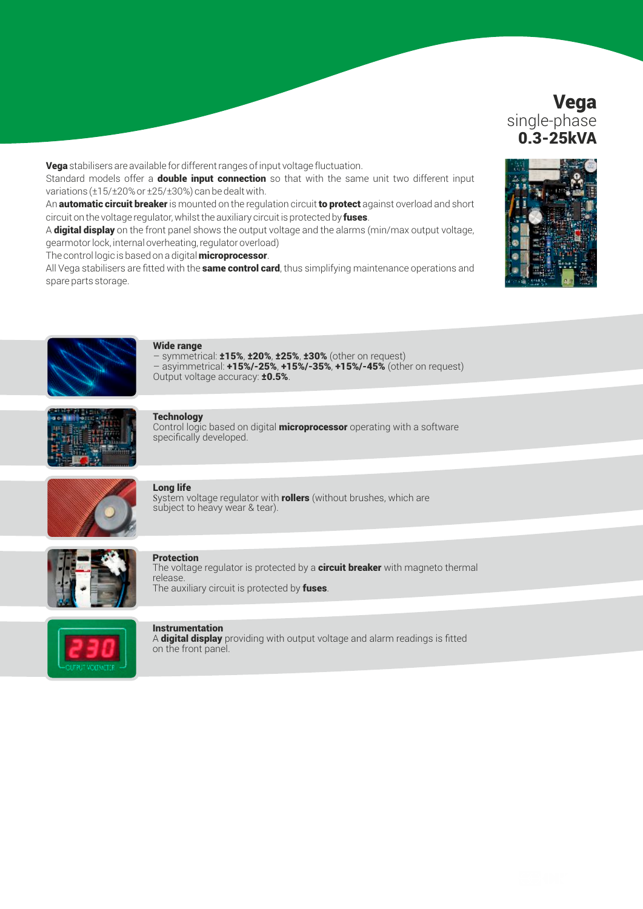# Vega

single-phase

**0.3-25kVA**

**Vega** stabilisers are available for different ranges of input voltage fluctuation.
Standard models offer a **double input connection** so that with the same unit two different input variations (±15/±20% or ±25/±30%) can be dealt with.
An **automatic circuit breaker** is mounted on the regulation circuit **to protect** against overload and short circuit on the voltage regulator, whilst the auxiliary circuit is protected by **fuses**.
A **digital display** on the front panel shows the output voltage and the alarms (min/max output voltage, gearmotor lock, internal overheating, regulator overload)
The control logic is based on a digital **microprocessor**.
All Vega stabilisers are fitted with the **same control card**, thus simplifying maintenance operations and spare parts storage.

**Wide range**
– symmetrical: **±15%**, **±20%**, **±25%**, **±30%** (other on request)
– asyimmetrical: **+15%/-25%**, **+15%/-35%**, **+15%/-45%** (other on request)
Output voltage accuracy: **±0.5%**.

**Technology**
Control logic based on digital **microprocessor** operating with a software specifically developed.

**Long life**
System voltage regulator with **rollers** (without brushes, which are subject to heavy wear & tear).

**Protection**
The voltage regulator is protected by a **circuit breaker** with magneto thermal release.
The auxiliary circuit is protected by **fuses**.

**Instrumentation**
A **digital display** providing with output voltage and alarm readings is fitted on the front panel.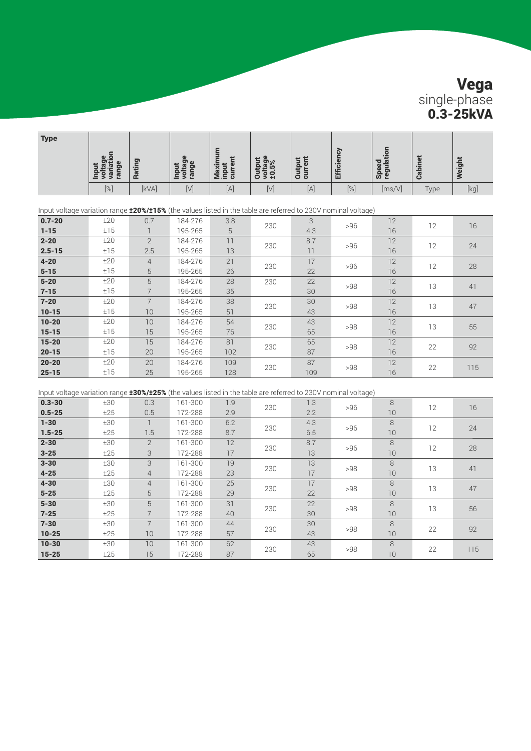# Vega
single-phase
**0.3-25kVA**

| Type | Input voltage variation range | Rating | Input voltage range | Maximum input current | Output voltage ±0.5% | Output current | Efficiency | Speed regulation | Cabinet | Weight |
|---|---|---|---|---|---|---|---|---|---|---|
| | [%] | [kVA] | [V] | [A] | [V] | [A] | [%] | [ms/V] | Type | [kg] |

Input voltage variation range **±20%/±15%** (the values listed in the table are referred to 230V nominal voltage)

| Type | Input voltage variation range [%] | Rating [kVA] | Input voltage range [V] | Maximum input current [A] | Output voltage ±0.5% [V] | Output current [A] | Efficiency [%] | Speed regulation [ms/V] | Cabinet Type | Weight [kg] |
|---|---|---|---|---|---|---|---|---|---|---|
| **0.7-20** | ±20 | 0.7 | 184-276 | 3.8 | 230 | 3 | >96 | 12 | 12 | 16 |
| **1-15** | ±15 | 1 | 195-265 | 5 | | 4.3 | | 16 | | |
| **2-20** | ±20 | 2 | 184-276 | 11 | 230 | 8.7 | >96 | 12 | 12 | 24 |
| **2.5-15** | ±15 | 2.5 | 195-265 | 13 | | 11 | | 16 | | |
| **4-20** | ±20 | 4 | 184-276 | 21 | 230 | 17 | >96 | 12 | 12 | 28 |
| **5-15** | ±15 | 5 | 195-265 | 26 | | 22 | | 16 | | |
| **5-20** | ±20 | 5 | 184-276 | 28 | 230 | 22 | >98 | 12 | 13 | 41 |
| **7-15** | ±15 | 7 | 195-265 | 35 | | 30 | | 16 | | |
| **7-20** | ±20 | 7 | 184-276 | 38 | 230 | 30 | >98 | 12 | 13 | 47 |
| **10-15** | ±15 | 10 | 195-265 | 51 | | 43 | | 16 | | |
| **10-20** | ±20 | 10 | 184-276 | 54 | 230 | 43 | >98 | 12 | 13 | 55 |
| **15-15** | ±15 | 15 | 195-265 | 76 | | 65 | | 16 | | |
| **15-20** | ±20 | 15 | 184-276 | 81 | 230 | 65 | >98 | 12 | 22 | 92 |
| **20-15** | ±15 | 20 | 195-265 | 102 | | 87 | | 16 | | |
| **20-20** | ±20 | 20 | 184-276 | 109 | 230 | 87 | >98 | 12 | 22 | 115 |
| **25-15** | ±15 | 25 | 195-265 | 128 | | 109 | | 16 | | |

Input voltage variation range **±30%/±25%** (the values listed in the table are referred to 230V nominal voltage)

| Type | Input voltage variation range [%] | Rating [kVA] | Input voltage range [V] | Maximum input current [A] | Output voltage ±0.5% [V] | Output current [A] | Efficiency [%] | Speed regulation [ms/V] | Cabinet Type | Weight [kg] |
|---|---|---|---|---|---|---|---|---|---|---|
| **0.3-30** | ±30 | 0.3 | 161-300 | 1.9 | 230 | 1.3 | >96 | 8 | 12 | 16 |
| **0.5-25** | ±25 | 0.5 | 172-288 | 2.9 | | 2.2 | | 10 | | |
| **1-30** | ±30 | 1 | 161-300 | 6.2 | 230 | 4.3 | >96 | 8 | 12 | 24 |
| **1.5-25** | ±25 | 1.5 | 172-288 | 8.7 | | 6.5 | | 10 | | |
| **2-30** | ±30 | 2 | 161-300 | 12 | 230 | 8.7 | >96 | 8 | 12 | 28 |
| **3-25** | ±25 | 3 | 172-288 | 17 | | 13 | | 10 | | |
| **3-30** | ±30 | 3 | 161-300 | 19 | 230 | 13 | >98 | 8 | 13 | 41 |
| **4-25** | ±25 | 4 | 172-288 | 23 | | 17 | | 10 | | |
| **4-30** | ±30 | 4 | 161-300 | 25 | 230 | 17 | >98 | 8 | 13 | 47 |
| **5-25** | ±25 | 5 | 172-288 | 29 | | 22 | | 10 | | |
| **5-30** | ±30 | 5 | 161-300 | 31 | 230 | 22 | >98 | 8 | 13 | 56 |
| **7-25** | ±25 | 7 | 172-288 | 40 | | 30 | | 10 | | |
| **7-30** | ±30 | 7 | 161-300 | 44 | 230 | 30 | >98 | 8 | 22 | 92 |
| **10-25** | ±25 | 10 | 172-288 | 57 | | 43 | | 10 | | |
| **10-30** | ±30 | 10 | 161-300 | 62 | 230 | 43 | >98 | 8 | 22 | 115 |
| **15-25** | ±25 | 15 | 172-288 | 87 | | 65 | | 10 | | |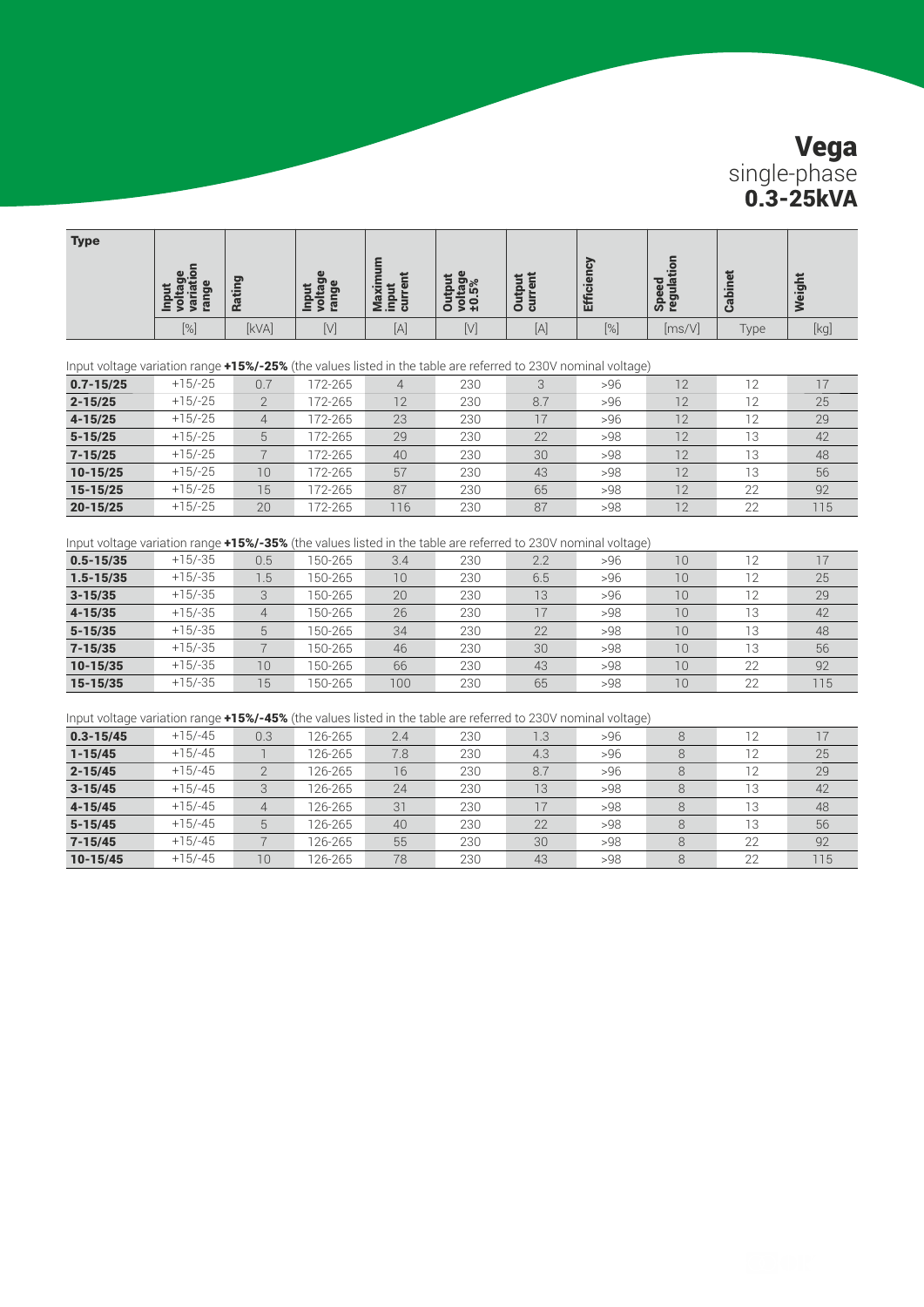# Vega
single-phase
**0.3-25kVA**

| Type | Input voltage variation range | Rating | Input voltage range | Maximum input current | Output voltage ±0.5% | Output current | Efficiency | Speed regulation | Cabinet | Weight |
|---|---|---|---|---|---|---|---|---|---|---|
| | [%] | [kVA] | [V] | [A] | [V] | [A] | [%] | [ms/V] | Type | [kg] |
| Input voltage variation range **+15%/-25%** (the values listed in the table are referred to 230V nominal voltage) | | | | | | | | | | |
| **0.7-15/25** | +15/-25 | 0.7 | 172-265 | 4 | 230 | 3 | >96 | 12 | 12 | 17 |
| **2-15/25** | +15/-25 | 2 | 172-265 | 12 | 230 | 8.7 | >96 | 12 | 12 | 25 |
| **4-15/25** | +15/-25 | 4 | 172-265 | 23 | 230 | 17 | >96 | 12 | 12 | 29 |
| **5-15/25** | +15/-25 | 5 | 172-265 | 29 | 230 | 22 | >98 | 12 | 13 | 42 |
| **7-15/25** | +15/-25 | 7 | 172-265 | 40 | 230 | 30 | >98 | 12 | 13 | 48 |
| **10-15/25** | +15/-25 | 10 | 172-265 | 57 | 230 | 43 | >98 | 12 | 13 | 56 |
| **15-15/25** | +15/-25 | 15 | 172-265 | 87 | 230 | 65 | >98 | 12 | 22 | 92 |
| **20-15/25** | +15/-25 | 20 | 172-265 | 116 | 230 | 87 | >98 | 12 | 22 | 115 |
| Input voltage variation range **+15%/-35%** (the values listed in the table are referred to 230V nominal voltage) | | | | | | | | | | |
| **0.5-15/35** | +15/-35 | 0.5 | 150-265 | 3.4 | 230 | 2.2 | >96 | 10 | 12 | 17 |
| **1.5-15/35** | +15/-35 | 1.5 | 150-265 | 10 | 230 | 6.5 | >96 | 10 | 12 | 25 |
| **3-15/35** | +15/-35 | 3 | 150-265 | 20 | 230 | 13 | >96 | 10 | 12 | 29 |
| **4-15/35** | +15/-35 | 4 | 150-265 | 26 | 230 | 17 | >98 | 10 | 13 | 42 |
| **5-15/35** | +15/-35 | 5 | 150-265 | 34 | 230 | 22 | >98 | 10 | 13 | 48 |
| **7-15/35** | +15/-35 | 7 | 150-265 | 46 | 230 | 30 | >98 | 10 | 13 | 56 |
| **10-15/35** | +15/-35 | 10 | 150-265 | 66 | 230 | 43 | >98 | 10 | 22 | 92 |
| **15-15/35** | +15/-35 | 15 | 150-265 | 100 | 230 | 65 | >98 | 10 | 22 | 115 |
| Input voltage variation range **+15%/-45%** (the values listed in the table are referred to 230V nominal voltage) | | | | | | | | | | |
| **0.3-15/45** | +15/-45 | 0.3 | 126-265 | 2.4 | 230 | 1.3 | >96 | 8 | 12 | 17 |
| **1-15/45** | +15/-45 | 1 | 126-265 | 7.8 | 230 | 4.3 | >96 | 8 | 12 | 25 |
| **2-15/45** | +15/-45 | 2 | 126-265 | 16 | 230 | 8.7 | >96 | 8 | 12 | 29 |
| **3-15/45** | +15/-45 | 3 | 126-265 | 24 | 230 | 13 | >98 | 8 | 13 | 42 |
| **4-15/45** | +15/-45 | 4 | 126-265 | 31 | 230 | 17 | >98 | 8 | 13 | 48 |
| **5-15/45** | +15/-45 | 5 | 126-265 | 40 | 230 | 22 | >98 | 8 | 13 | 56 |
| **7-15/45** | +15/-45 | 7 | 126-265 | 55 | 230 | 30 | >98 | 8 | 22 | 92 |
| **10-15/45** | +15/-45 | 10 | 126-265 | 78 | 230 | 43 | >98 | 8 | 22 | 115 |